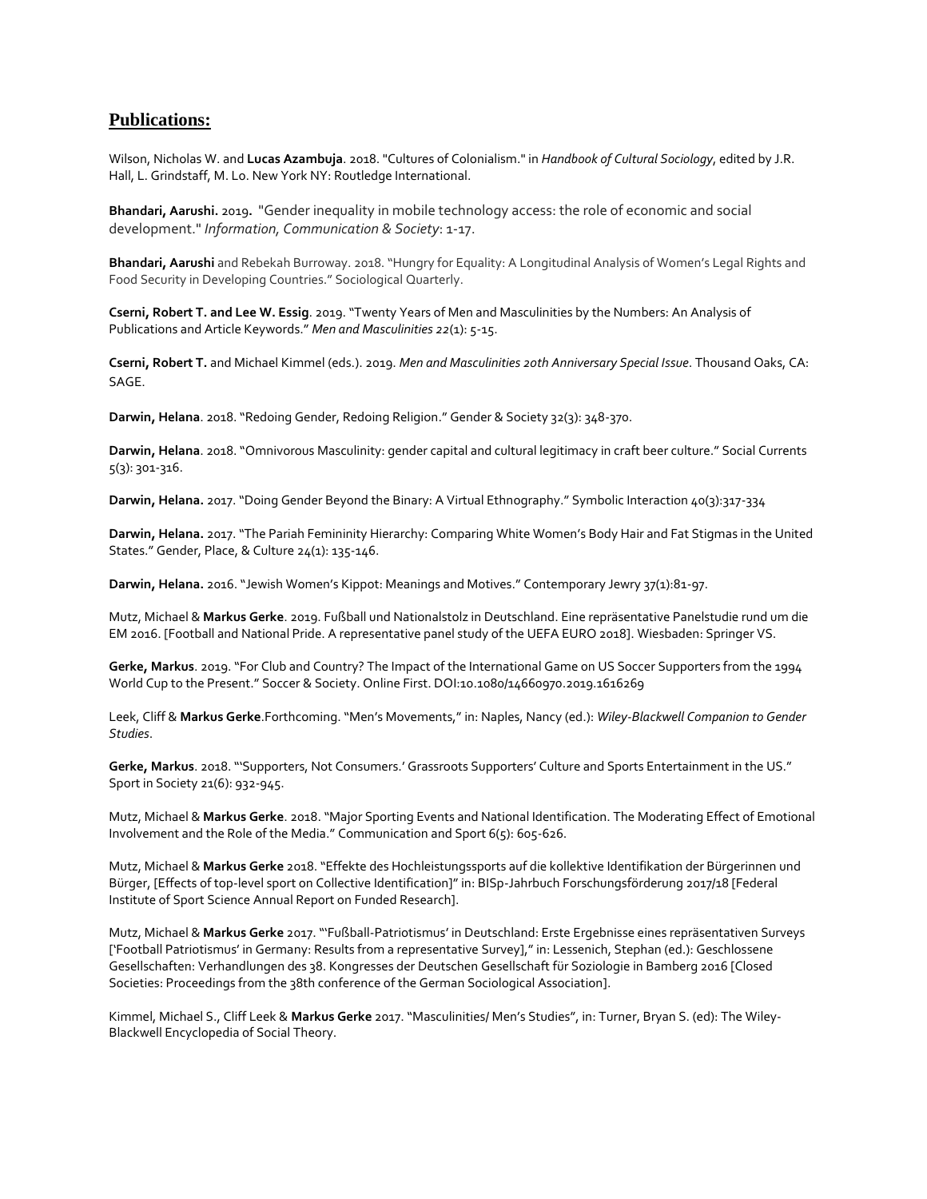## Publications:

Wilson, Nicholas W. and **Lucas Azambuja**. 2018. "Cultures of Colonialism." in *Handbook of Cultural Sociology*, edited by J.R. Hall, L. Grindstaff, M. Lo. New York NY: Routledge International.

**Bhandari, Aarushi.** 2019. "Gender inequality in mobile technology access: the role of economic and social development." *Information, Communication & Society*: 1-17.

**Bhandari, Aarushi** and Rebekah Burroway. 2018. "Hungry for Equality: A Longitudinal Analysis of Women's Legal Rights and Food Security in Developing Countries." Sociological Quarterly.

**Cserni, Robert T. and Lee W. Essig**. 2019. "Twenty Years of Men and Masculinities by the Numbers: An Analysis of Publications and Article Keywords." *Men and Masculinities 22*(1): 5-15.

**Cserni, Robert T.** and Michael Kimmel (eds.). 2019. *Men and Masculinities 20th Anniversary Special Issue*. Thousand Oaks, CA: SAGE.

**Darwin, Helana**. 2018. "Redoing Gender, Redoing Religion." Gender & Society 32(3): 348-370.

**Darwin, Helana**. 2018. "Omnivorous Masculinity: gender capital and cultural legitimacy in craft beer culture." Social Currents 5(3): 301-316.

**Darwin, Helana.** 2017. "Doing Gender Beyond the Binary: A Virtual Ethnography." Symbolic Interaction 40(3):317-334

**Darwin, Helana.** 2017. "The Pariah Femininity Hierarchy: Comparing White Women's Body Hair and Fat Stigmas in the United States." Gender, Place, & Culture 24(1): 135-146.

**Darwin, Helana.** 2016. "Jewish Women's Kippot: Meanings and Motives." Contemporary Jewry 37(1):81-97.

Mutz, Michael & **Markus Gerke**. 2019. Fußball und Nationalstolz in Deutschland. Eine repräsentative Panelstudie rund um die EM 2016. [Football and National Pride. A representative panel study of the UEFA EURO 2018]. Wiesbaden: Springer VS.

**Gerke, Markus**. 2019. "For Club and Country? The Impact of the International Game on US Soccer Supporters from the 1994 World Cup to the Present." Soccer & Society. Online First. DOI:10.1080/14660970.2019.1616269

Leek, Cliff & **Markus Gerke**.Forthcoming. "Men's Movements," in: Naples, Nancy (ed.): *Wiley-Blackwell Companion to Gender Studies*.

**Gerke, Markus**. 2018. "'Supporters, Not Consumers.' Grassroots Supporters' Culture and Sports Entertainment in the US." Sport in Society 21(6): 932-945.

Mutz, Michael & **Markus Gerke**. 2018. "Major Sporting Events and National Identification. The Moderating Effect of Emotional Involvement and the Role of the Media." Communication and Sport 6(5): 605-626.

Mutz, Michael & **Markus Gerke** 2018. "Effekte des Hochleistungssports auf die kollektive Identifikation der Bürgerinnen und Bürger, [Effects of top-level sport on Collective Identification]" in: BISp-Jahrbuch Forschungsförderung 2017/18 [Federal Institute of Sport Science Annual Report on Funded Research].

Mutz, Michael & **Markus Gerke** 2017. "'Fußball-Patriotismus' in Deutschland: Erste Ergebnisse eines repräsentativen Surveys ['Football Patriotismus' in Germany: Results from a representative Survey]," in: Lessenich, Stephan (ed.): Geschlossene Gesellschaften: Verhandlungen des 38. Kongresses der Deutschen Gesellschaft für Soziologie in Bamberg 2016 [Closed Societies: Proceedings from the 38th conference of the German Sociological Association].

Kimmel, Michael S., Cliff Leek & **Markus Gerke** 2017. "Masculinities/ Men's Studies", in: Turner, Bryan S. (ed): The Wiley-Blackwell Encyclopedia of Social Theory.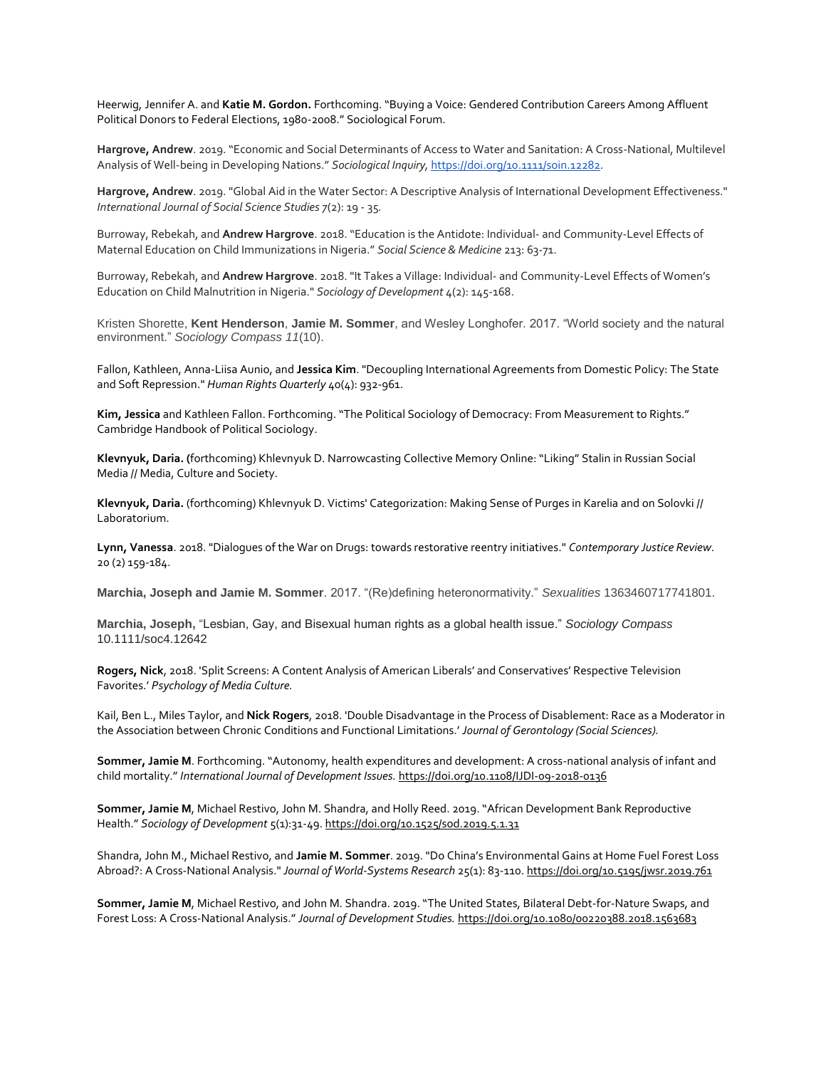Heerwig, Jennifer A. and **Katie M. Gordon.** Forthcoming. "Buying a Voice: Gendered Contribution Careers Among Affluent Political Donors to Federal Elections, 1980-2008." Sociological Forum.

**Hargrove, Andrew**. 2019. "Economic and Social Determinants of Access to Water and Sanitation: A Cross-National, Multilevel Analysis of Well-being in Developing Nations." *Sociological Inquiry,* https://doi.org/10.1111/soin.12282.

**Hargrove, Andrew**. 2019. "Global Aid in the Water Sector: A Descriptive Analysis of International Development Effectiveness." *International Journal of Social Science Studies 7*(2): 19 - 35.

Burroway, Rebekah, and **Andrew Hargrove**. 2018. "Education is the Antidote: Individual- and Community-Level Effects of Maternal Education on Child Immunizations in Nigeria." *Social Science & Medicine* 213: 63-71.

Burroway, Rebekah, and **Andrew Hargrove**. 2018. "It Takes a Village: Individual- and Community-Level Effects of Women's Education on Child Malnutrition in Nigeria." *Sociology of Development* 4(2): 145-168.

Kristen Shorette, **Kent Henderson**, **Jamie M. Sommer**, and Wesley Longhofer. 2017. "World society and the natural environment." *Sociology Compass 11*(10).

Fallon, Kathleen, Anna-Liisa Aunio, and **Jessica Kim**. "Decoupling International Agreements from Domestic Policy: The State and Soft Repression." *Human Rights Quarterly* 40(4): 932-961.

**Kim, Jessica** and Kathleen Fallon. Forthcoming. "The Political Sociology of Democracy: From Measurement to Rights." Cambridge Handbook of Political Sociology.

**Klevnyuk, Daria. (**forthcoming) Khlevnyuk D. Narrowcasting Collective Memory Online: "Liking" Stalin in Russian Social Media // Media, Culture and Society.

**Klevnyuk, Daria.** (forthcoming) Khlevnyuk D. Victims' Categorization: Making Sense of Purges in Karelia and on Solovki // Laboratorium.

**Lynn, Vanessa**. 2018. "Dialogues of the War on Drugs: towards restorative reentry initiatives." *Contemporary Justice Review*. 20 (2) 159-184.

**Marchia, Joseph and Jamie M. Sommer**. 2017. "(Re)defining heteronormativity." *Sexualities* 1363460717741801.

**Marchia, Joseph,** "Lesbian, Gay, and Bisexual human rights as a global health issue." *Sociology Compass* 10.1111/soc4.12642

**Rogers, Nick**, 2018. 'Split Screens: A Content Analysis of American Liberals' and Conservatives' Respective Television Favorites.' *Psychology of Media Culture.*

Kail, Ben L., Miles Taylor, and **Nick Rogers**, 2018. 'Double Disadvantage in the Process of Disablement: Race as a Moderator in the Association between Chronic Conditions and Functional Limitations.' *Journal of Gerontology (Social Sciences).*

**Sommer, Jamie M**. Forthcoming. "Autonomy, health expenditures and development: A cross-national analysis of infant and child mortality." *International Journal of Development Issues.* https://doi.org/10.1108/IJDI-09-2018-0136

**Sommer, Jamie M**, Michael Restivo, John M. Shandra, and Holly Reed. 2019. "African Development Bank Reproductive Health." *Sociology of Development* 5(1):31-49. https://doi.org/10.1525/sod.2019.5.1.31

Shandra, John M., Michael Restivo, and **Jamie M. Sommer**. 2019. "Do China's Environmental Gains at Home Fuel Forest Loss Abroad?: A Cross-National Analysis." *Journal of World-Systems Research* 25(1): 83-110. https://doi.org/10.5195/jwsr.2019.761

**Sommer, Jamie M**, Michael Restivo, and John M. Shandra. 2019. "The United States, Bilateral Debt-for-Nature Swaps, and Forest Loss: A Cross-National Analysis." *Journal of Development Studies.* https://doi.org/10.1080/00220388.2018.1563683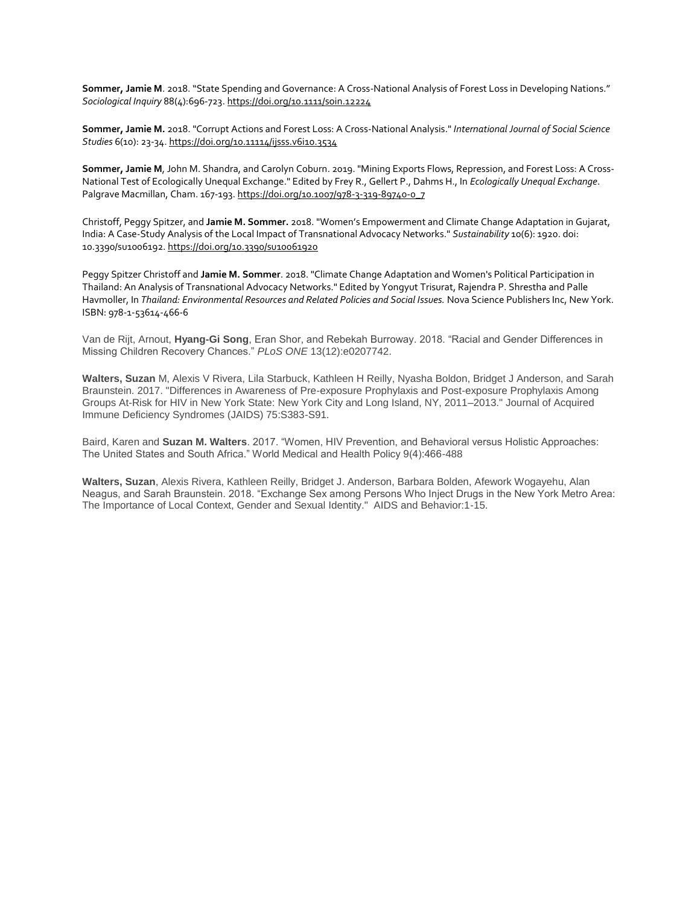**Sommer, Jamie M**. 2018. "State Spending and Governance: A Cross-National Analysis of Forest Loss in Developing Nations." *Sociological Inquiry* 88(4):696-723. https://doi.org/10.1111/soin.12224

**Sommer, Jamie M.** 2018. "Corrupt Actions and Forest Loss: A Cross-National Analysis." *International Journal of Social Science Studies* 6(10): 23-34. https://doi.org/10.11114/ijsss.v6i10.3534

**Sommer, Jamie M**, John M. Shandra, and Carolyn Coburn. 2019. "Mining Exports Flows, Repression, and Forest Loss: A Cross-National Test of Ecologically Unequal Exchange." Edited by Frey R., Gellert P., Dahms H., In *Ecologically Unequal Exchange*. Palgrave Macmillan, Cham. 167-193. https://doi.org/10.1007/978-3-319-89740-0_7

Christoff, Peggy Spitzer, and **Jamie M. Sommer.** 2018. "Women's Empowerment and Climate Change Adaptation in Gujarat, India: A Case-Study Analysis of the Local Impact of Transnational Advocacy Networks." *Sustainability* 10(6): 1920. doi: 10.3390/su1006192. https://doi.org/10.3390/su10061920

Peggy Spitzer Christoff and **Jamie M. Sommer**. 2018. "Climate Change Adaptation and Women's Political Participation in Thailand: An Analysis of Transnational Advocacy Networks." Edited by Yongyut Trisurat, Rajendra P. Shrestha and Palle Havmoller, In *Thailand: Environmental Resources and Related Policies and Social Issues.* Nova Science Publishers Inc, New York. ISBN: 978-1-53614-466-6

Van de Rijt, Arnout, **Hyang-Gi Song**, Eran Shor, and Rebekah Burroway. 2018. "Racial and Gender Differences in Missing Children Recovery Chances." *PLoS ONE* 13(12):e0207742.

**Walters, Suzan** M, Alexis V Rivera, Lila Starbuck, Kathleen H Reilly, Nyasha Boldon, Bridget J Anderson, and Sarah Braunstein. 2017. "Differences in Awareness of Pre-exposure Prophylaxis and Post-exposure Prophylaxis Among Groups At-Risk for HIV in New York State: New York City and Long Island, NY, 2011–2013." Journal of Acquired Immune Deficiency Syndromes (JAIDS) 75:S383-S91.

Baird, Karen and **Suzan M. Walters**. 2017. "Women, HIV Prevention, and Behavioral versus Holistic Approaches: The United States and South Africa." World Medical and Health Policy 9(4):466-488

**Walters, Suzan**, Alexis Rivera, Kathleen Reilly, Bridget J. Anderson, Barbara Bolden, Afework Wogayehu, Alan Neagus, and Sarah Braunstein. 2018. "Exchange Sex among Persons Who Inject Drugs in the New York Metro Area: The Importance of Local Context, Gender and Sexual Identity." AIDS and Behavior:1-15.